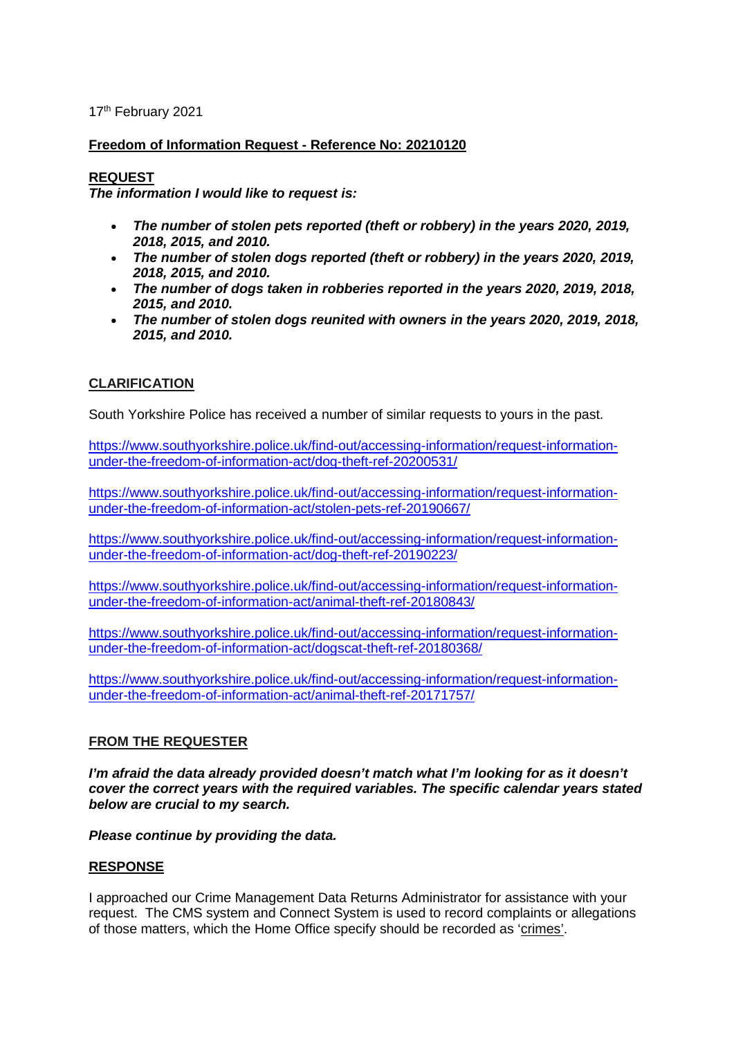17th February 2021

**Freedom of Information Request - Reference No: 20210120**

**REQUEST**

***The information I would like to request is:***

- ***The number of stolen pets reported (theft or robbery) in the years 2020, 2019, 2018, 2015, and 2010.***
- ***The number of stolen dogs reported (theft or robbery) in the years 2020, 2019, 2018, 2015, and 2010.***
- ***The number of dogs taken in robberies reported in the years 2020, 2019, 2018, 2015, and 2010.***
- ***The number of stolen dogs reunited with owners in the years 2020, 2019, 2018, 2015, and 2010.***

**CLARIFICATION**

South Yorkshire Police has received a number of similar requests to yours in the past.

https://www.southyorkshire.police.uk/find-out/accessing-information/request-information-under-the-freedom-of-information-act/dog-theft-ref-20200531/

https://www.southyorkshire.police.uk/find-out/accessing-information/request-information-under-the-freedom-of-information-act/stolen-pets-ref-20190667/

https://www.southyorkshire.police.uk/find-out/accessing-information/request-information-under-the-freedom-of-information-act/dog-theft-ref-20190223/

https://www.southyorkshire.police.uk/find-out/accessing-information/request-information-under-the-freedom-of-information-act/animal-theft-ref-20180843/

https://www.southyorkshire.police.uk/find-out/accessing-information/request-information-under-the-freedom-of-information-act/dogscat-theft-ref-20180368/

https://www.southyorkshire.police.uk/find-out/accessing-information/request-information-under-the-freedom-of-information-act/animal-theft-ref-20171757/

**FROM THE REQUESTER**

***I'm afraid the data already provided doesn't match what I'm looking for as it doesn't cover the correct years with the required variables. The specific calendar years stated below are crucial to my search.***

***Please continue by providing the data.***

**RESPONSE**

I approached our Crime Management Data Returns Administrator for assistance with your request. The CMS system and Connect System is used to record complaints or allegations of those matters, which the Home Office specify should be recorded as 'crimes'.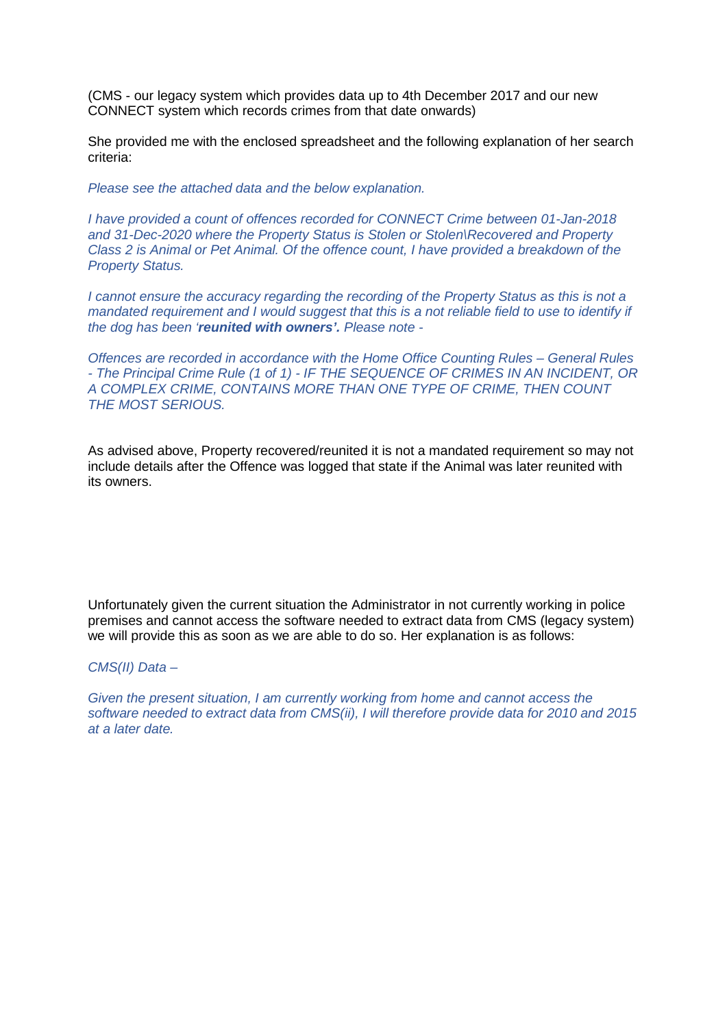(CMS - our legacy system which provides data up to 4th December 2017 and our new CONNECT system which records crimes from that date onwards)

She provided me with the enclosed spreadsheet and the following explanation of her search criteria:

*Please see the attached data and the below explanation.*

*I have provided a count of offences recorded for CONNECT Crime between 01-Jan-2018 and 31-Dec-2020 where the Property Status is Stolen or Stolen\Recovered and Property Class 2 is Animal or Pet Animal. Of the offence count, I have provided a breakdown of the Property Status.*

*I cannot ensure the accuracy regarding the recording of the Property Status as this is not a mandated requirement and I would suggest that this is a not reliable field to use to identify if the dog has been '**reunited with owners'.** Please note -*

*Offences are recorded in accordance with the Home Office Counting Rules – General Rules - The Principal Crime Rule (1 of 1) - IF THE SEQUENCE OF CRIMES IN AN INCIDENT, OR A COMPLEX CRIME, CONTAINS MORE THAN ONE TYPE OF CRIME, THEN COUNT THE MOST SERIOUS.*

As advised above, Property recovered/reunited it is not a mandated requirement so may not include details after the Offence was logged that state if the Animal was later reunited with its owners.

Unfortunately given the current situation the Administrator in not currently working in police premises and cannot access the software needed to extract data from CMS (legacy system) we will provide this as soon as we are able to do so. Her explanation is as follows:

*CMS(II) Data –*

*Given the present situation, I am currently working from home and cannot access the software needed to extract data from CMS(ii), I will therefore provide data for 2010 and 2015 at a later date.*